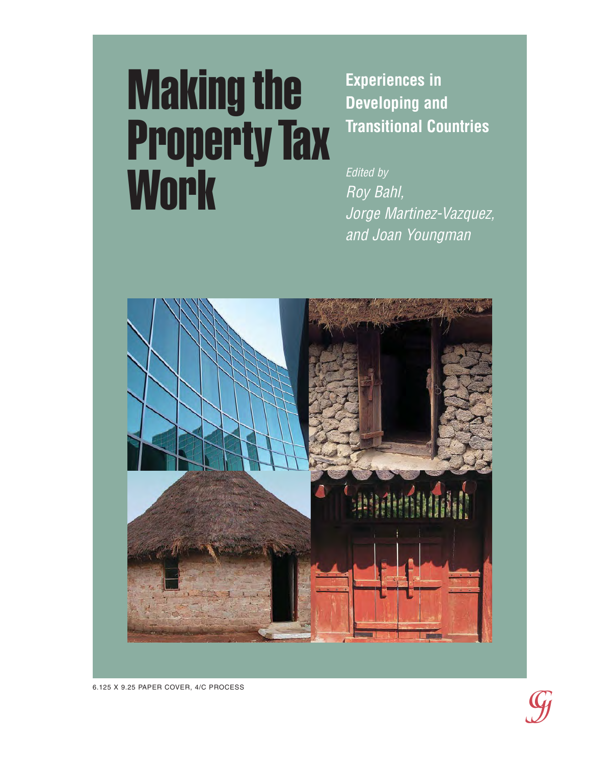# Making the Property Tax Work

## Experiences in Developing and Transitional Countries

*Edited by*
*Roy Bahl,*
*Jorge Martinez-Vazquez,*
*and Joan Youngman*

6.125 X 9.25 PAPER COVER, 4/C PROCESS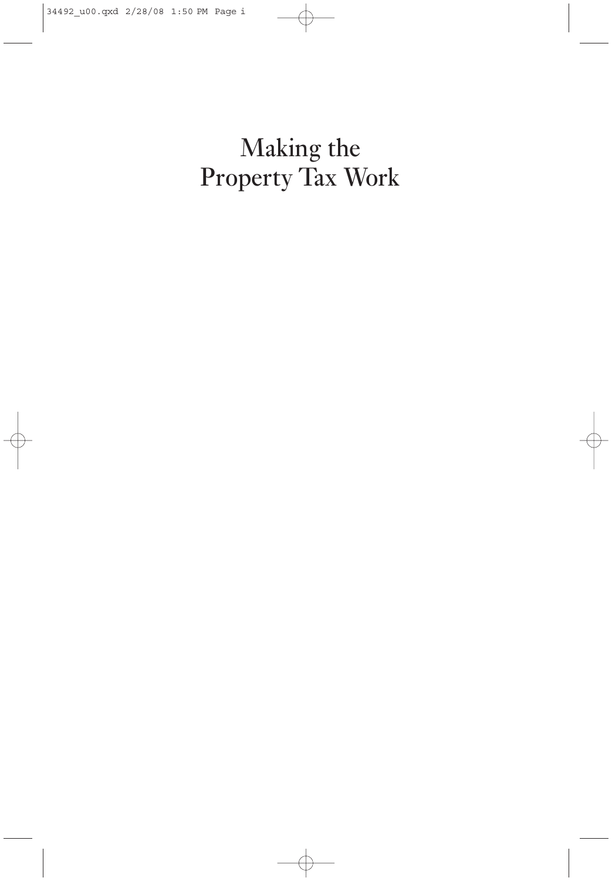# Making the Property Tax Work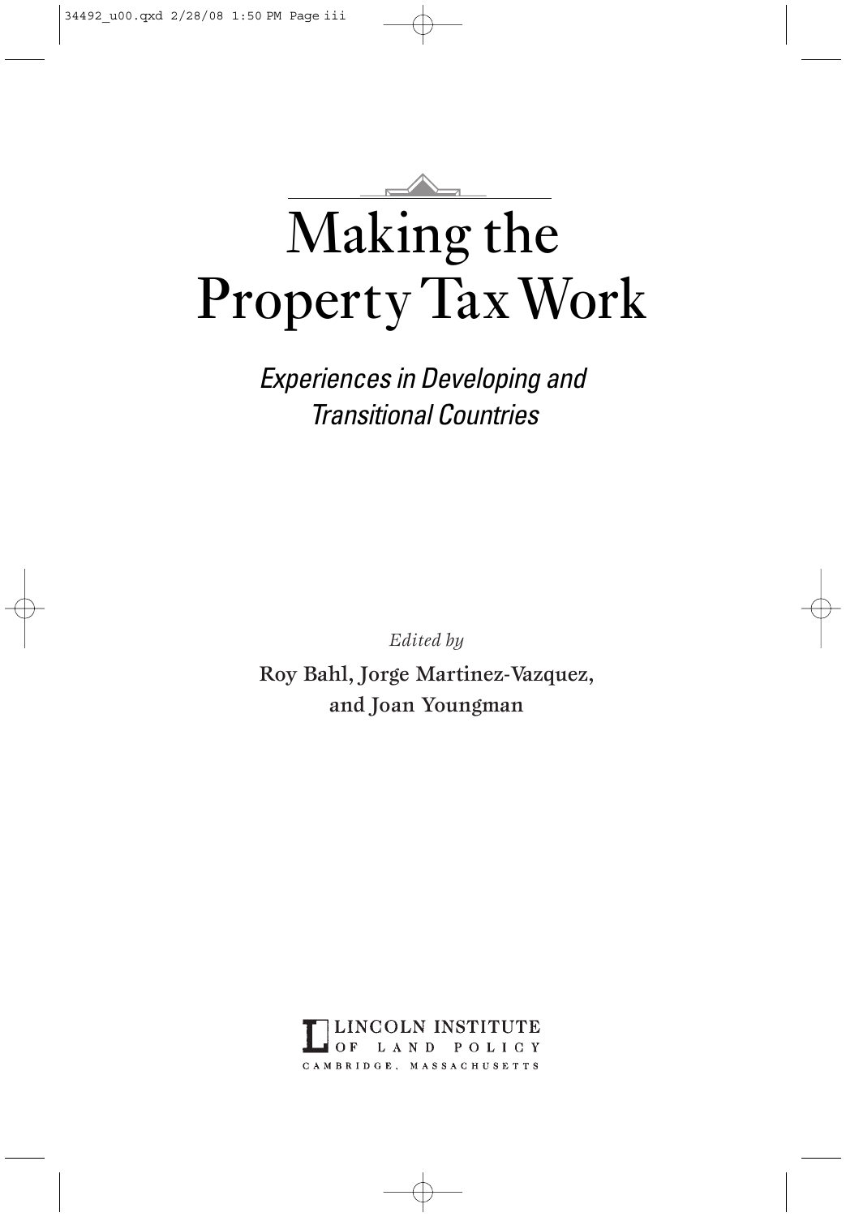# Making the Property Tax Work

*Experiences in Developing and Transitional Countries*

*Edited by*

Roy Bahl, Jorge Martinez-Vazquez, and Joan Youngman

LINCOLN INSTITUTE OF LAND POLICY
CAMBRIDGE, MASSACHUSETTS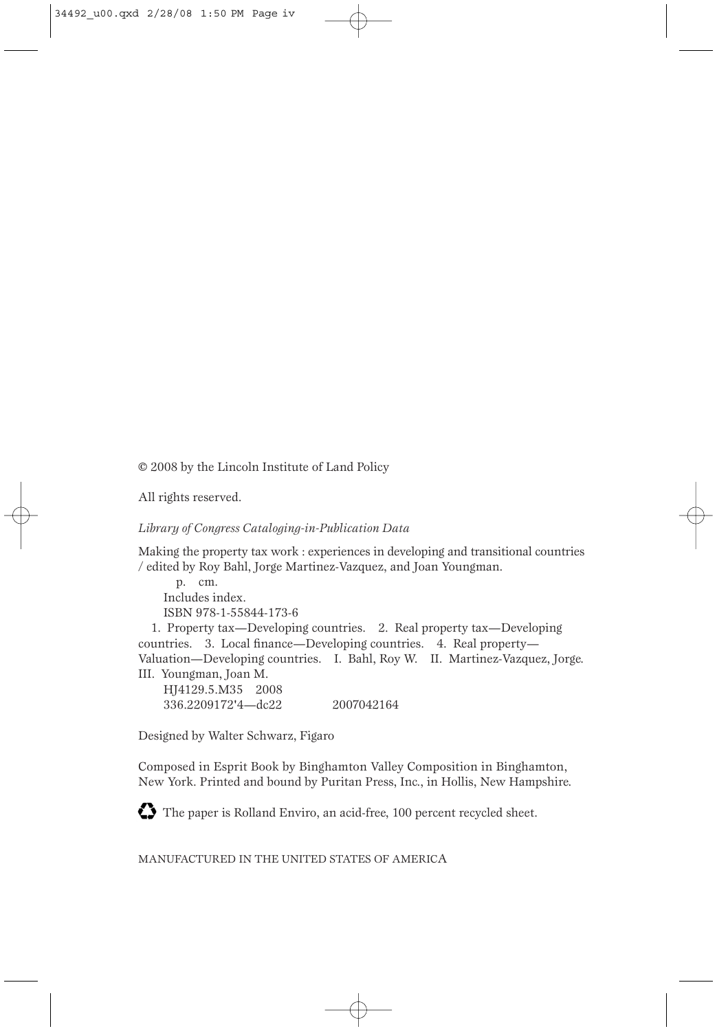© 2008 by the Lincoln Institute of Land Policy

All rights reserved.

*Library of Congress Cataloging-in-Publication Data*

Making the property tax work : experiences in developing and transitional countries / edited by Roy Bahl, Jorge Martinez-Vazquez, and Joan Youngman.

p. cm.

Includes index.

ISBN 978-1-55844-173-6

1. Property tax—Developing countries. 2. Real property tax—Developing countries. 3. Local finance—Developing countries. 4. Real property—Valuation—Developing countries. I. Bahl, Roy W. II. Martinez-Vazquez, Jorge. III. Youngman, Joan M.

HJ4129.5.M35 2008

336.2209172'4—dc22 2007042164

Designed by Walter Schwarz, Figaro

Composed in Esprit Book by Binghamton Valley Composition in Binghamton, New York. Printed and bound by Puritan Press, Inc., in Hollis, New Hampshire.

♻ The paper is Rolland Enviro, an acid-free, 100 percent recycled sheet.

MANUFACTURED IN THE UNITED STATES OF AMERICA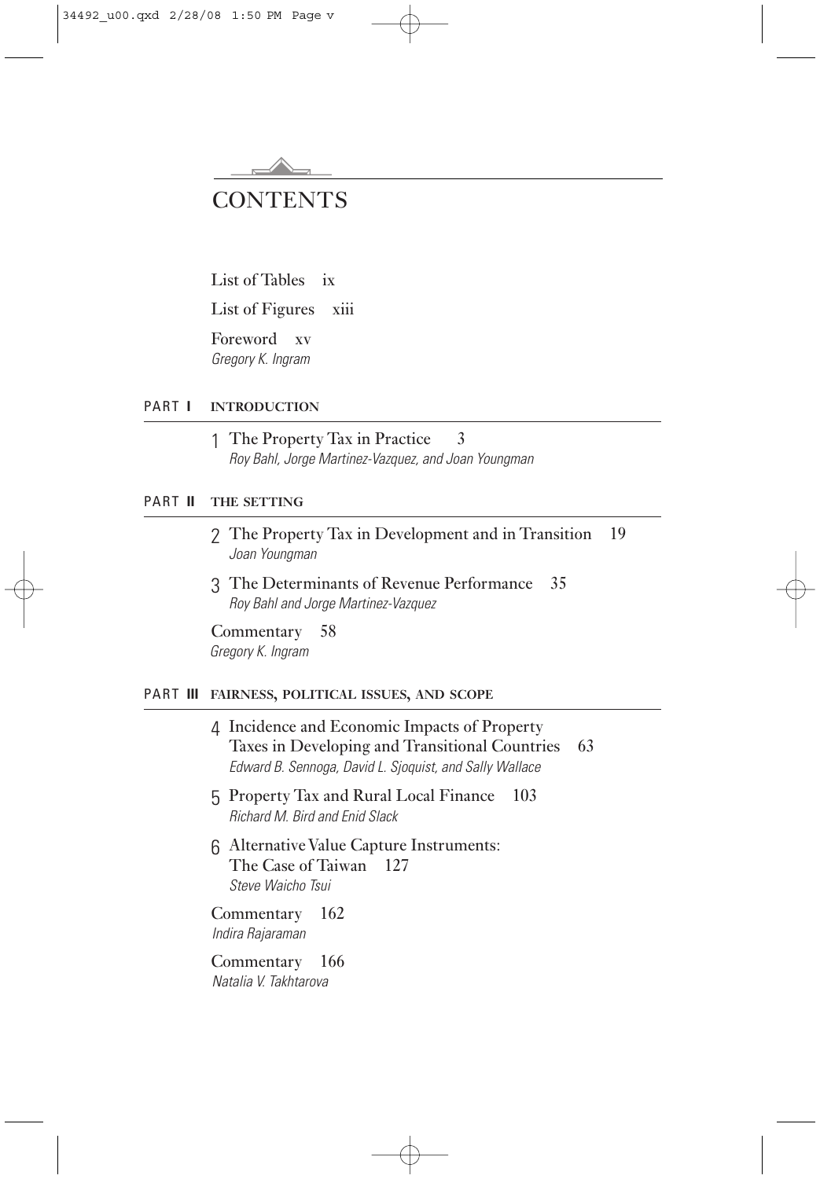# CONTENTS

List of Tables ix

List of Figures xiii

Foreword xv
*Gregory K. Ingram*

## PART I INTRODUCTION

1 The Property Tax in Practice 3
*Roy Bahl, Jorge Martinez-Vazquez, and Joan Youngman*

## PART II THE SETTING

2 The Property Tax in Development and in Transition 19
*Joan Youngman*

3 The Determinants of Revenue Performance 35
*Roy Bahl and Jorge Martinez-Vazquez*

Commentary 58
*Gregory K. Ingram*

## PART III FAIRNESS, POLITICAL ISSUES, AND SCOPE

4 Incidence and Economic Impacts of Property Taxes in Developing and Transitional Countries 63
*Edward B. Sennoga, David L. Sjoquist, and Sally Wallace*

5 Property Tax and Rural Local Finance 103
*Richard M. Bird and Enid Slack*

6 Alternative Value Capture Instruments: The Case of Taiwan 127
*Steve Waicho Tsui*

Commentary 162
*Indira Rajaraman*

Commentary 166
*Natalia V. Takhtarova*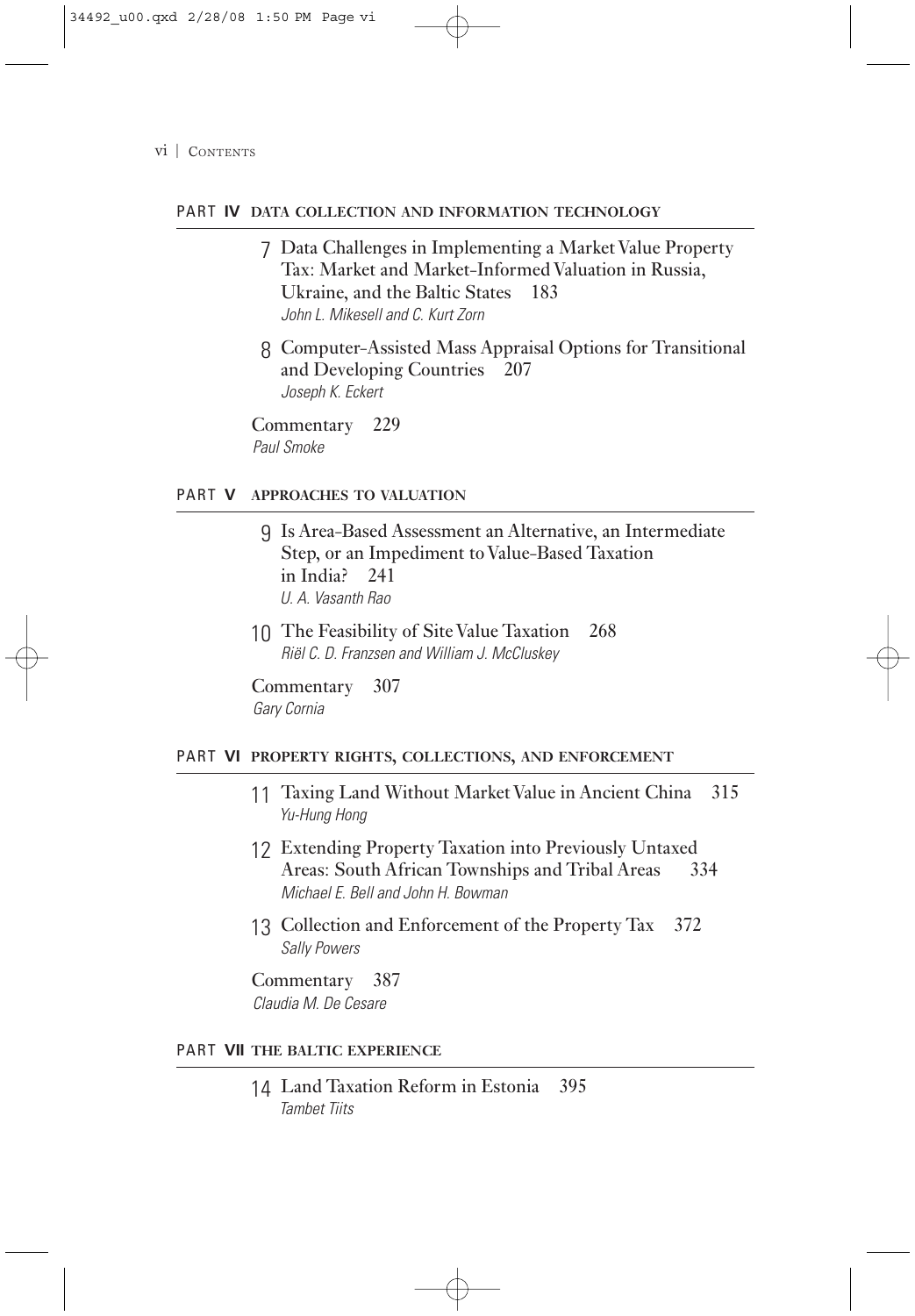## PART IV DATA COLLECTION AND INFORMATION TECHNOLOGY

7 Data Challenges in Implementing a Market Value Property Tax: Market and Market-Informed Valuation in Russia, Ukraine, and the Baltic States 183
*John L. Mikesell and C. Kurt Zorn*

8 Computer-Assisted Mass Appraisal Options for Transitional and Developing Countries 207
*Joseph K. Eckert*

Commentary 229
*Paul Smoke*

## PART V APPROACHES TO VALUATION

9 Is Area-Based Assessment an Alternative, an Intermediate Step, or an Impediment to Value-Based Taxation in India? 241
*U. A. Vasanth Rao*

10 The Feasibility of Site Value Taxation 268
*Riël C. D. Franzsen and William J. McCluskey*

Commentary 307
*Gary Cornia*

## PART VI PROPERTY RIGHTS, COLLECTIONS, AND ENFORCEMENT

11 Taxing Land Without Market Value in Ancient China 315
*Yu-Hung Hong*

12 Extending Property Taxation into Previously Untaxed Areas: South African Townships and Tribal Areas 334
*Michael E. Bell and John H. Bowman*

13 Collection and Enforcement of the Property Tax 372
*Sally Powers*

Commentary 387
*Claudia M. De Cesare*

## PART VII THE BALTIC EXPERIENCE

14 Land Taxation Reform in Estonia 395
*Tambet Tiits*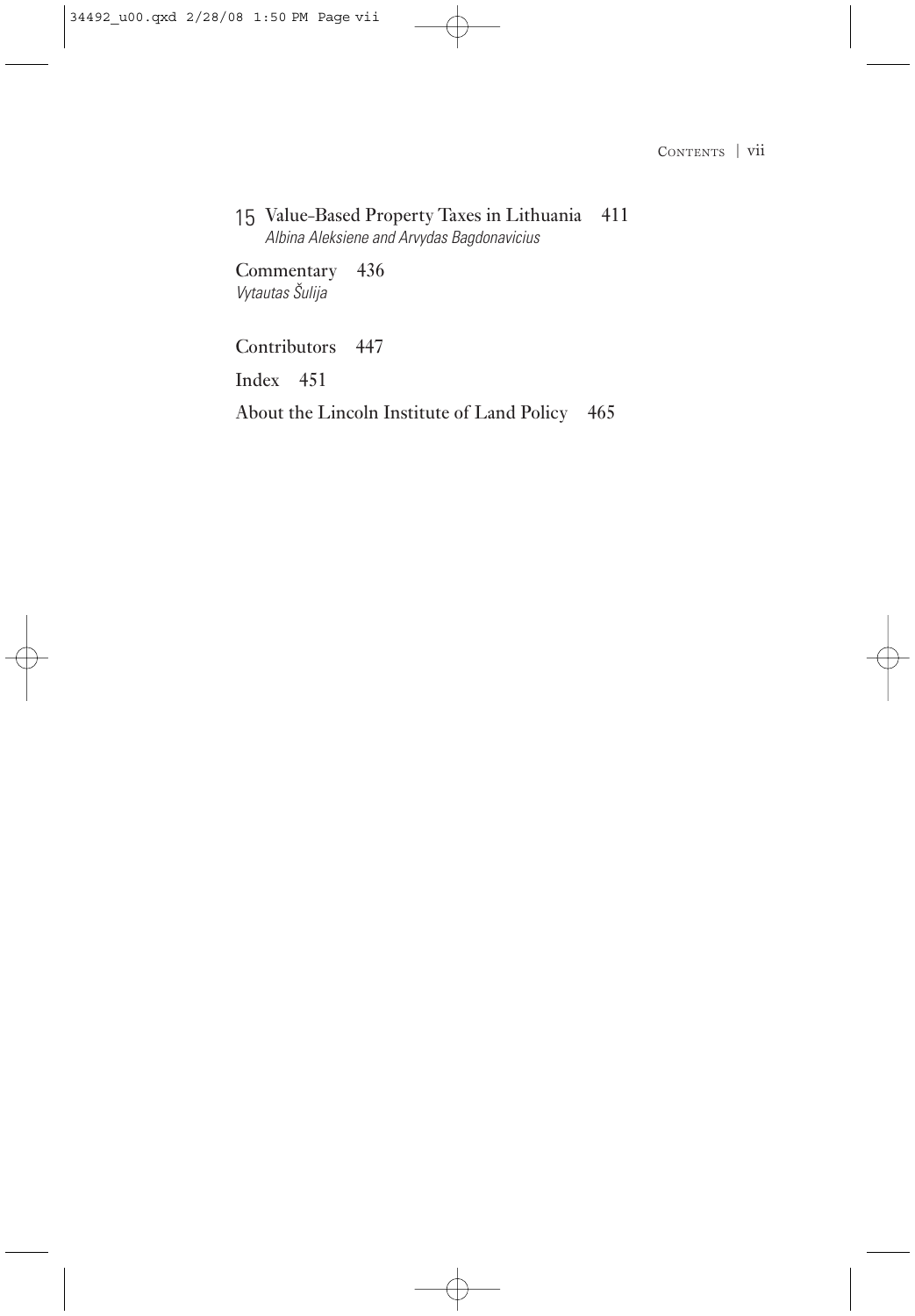15 Value-Based Property Taxes in Lithuania 411
*Albina Aleksiene and Arvydas Bagdonavicius*

Commentary 436
*Vytautas Šulija*

Contributors 447

Index 451

About the Lincoln Institute of Land Policy 465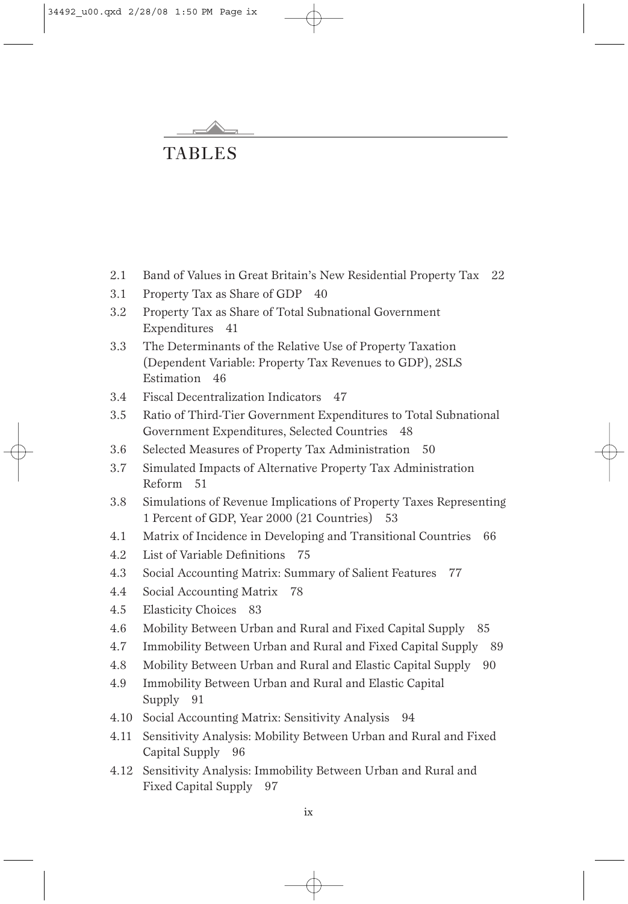# TABLES

- 2.1 Band of Values in Great Britain's New Residential Property Tax 22
- 3.1 Property Tax as Share of GDP 40
- 3.2 Property Tax as Share of Total Subnational Government Expenditures 41
- 3.3 The Determinants of the Relative Use of Property Taxation (Dependent Variable: Property Tax Revenues to GDP), 2SLS Estimation 46
- 3.4 Fiscal Decentralization Indicators 47
- 3.5 Ratio of Third-Tier Government Expenditures to Total Subnational Government Expenditures, Selected Countries 48
- 3.6 Selected Measures of Property Tax Administration 50
- 3.7 Simulated Impacts of Alternative Property Tax Administration Reform 51
- 3.8 Simulations of Revenue Implications of Property Taxes Representing 1 Percent of GDP, Year 2000 (21 Countries) 53
- 4.1 Matrix of Incidence in Developing and Transitional Countries 66
- 4.2 List of Variable Definitions 75
- 4.3 Social Accounting Matrix: Summary of Salient Features 77
- 4.4 Social Accounting Matrix 78
- 4.5 Elasticity Choices 83
- 4.6 Mobility Between Urban and Rural and Fixed Capital Supply 85
- 4.7 Immobility Between Urban and Rural and Fixed Capital Supply 89
- 4.8 Mobility Between Urban and Rural and Elastic Capital Supply 90
- 4.9 Immobility Between Urban and Rural and Elastic Capital Supply 91
- 4.10 Social Accounting Matrix: Sensitivity Analysis 94
- 4.11 Sensitivity Analysis: Mobility Between Urban and Rural and Fixed Capital Supply 96
- 4.12 Sensitivity Analysis: Immobility Between Urban and Rural and Fixed Capital Supply 97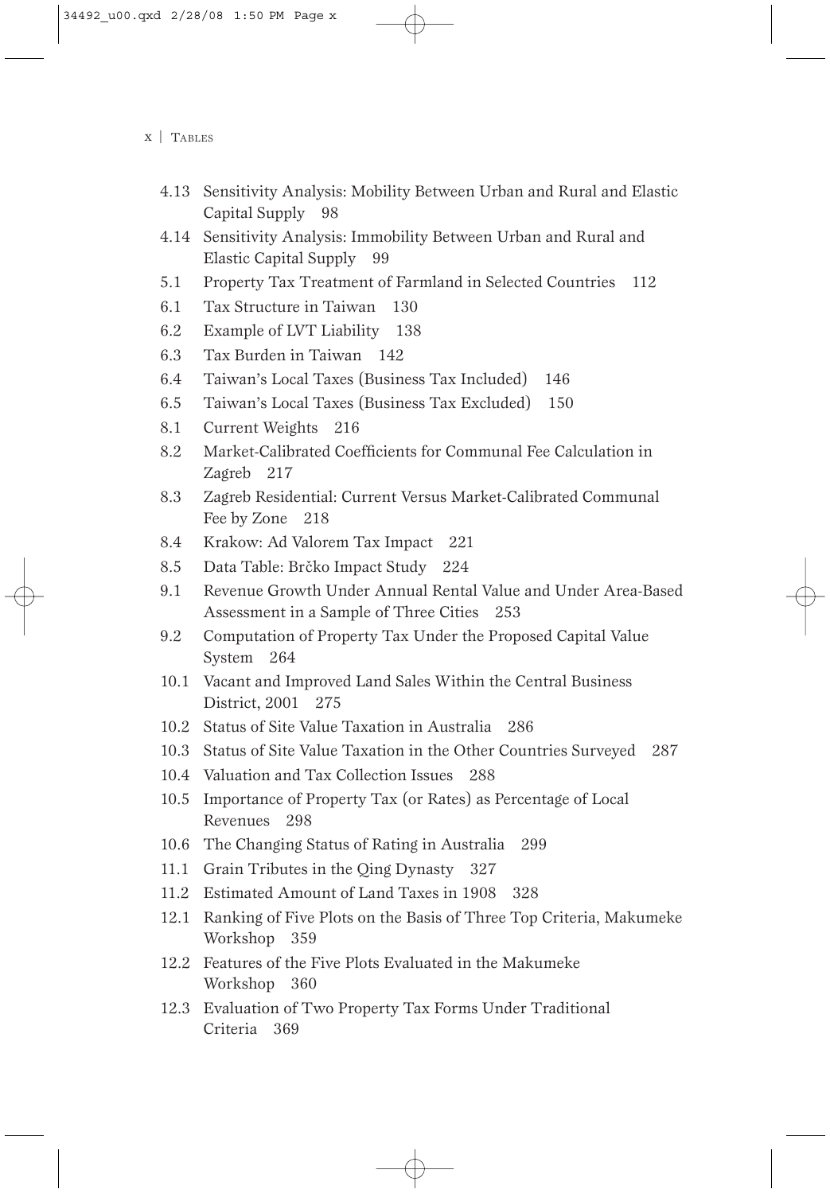- 4.13 Sensitivity Analysis: Mobility Between Urban and Rural and Elastic Capital Supply 98
- 4.14 Sensitivity Analysis: Immobility Between Urban and Rural and Elastic Capital Supply 99
- 5.1 Property Tax Treatment of Farmland in Selected Countries 112
- 6.1 Tax Structure in Taiwan 130
- 6.2 Example of LVT Liability 138
- 6.3 Tax Burden in Taiwan 142
- 6.4 Taiwan's Local Taxes (Business Tax Included) 146
- 6.5 Taiwan's Local Taxes (Business Tax Excluded) 150
- 8.1 Current Weights 216
- 8.2 Market-Calibrated Coefficients for Communal Fee Calculation in Zagreb 217
- 8.3 Zagreb Residential: Current Versus Market-Calibrated Communal Fee by Zone 218
- 8.4 Krakow: Ad Valorem Tax Impact 221
- 8.5 Data Table: Brčko Impact Study 224
- 9.1 Revenue Growth Under Annual Rental Value and Under Area-Based Assessment in a Sample of Three Cities 253
- 9.2 Computation of Property Tax Under the Proposed Capital Value System 264
- 10.1 Vacant and Improved Land Sales Within the Central Business District, 2001 275
- 10.2 Status of Site Value Taxation in Australia 286
- 10.3 Status of Site Value Taxation in the Other Countries Surveyed 287
- 10.4 Valuation and Tax Collection Issues 288
- 10.5 Importance of Property Tax (or Rates) as Percentage of Local Revenues 298
- 10.6 The Changing Status of Rating in Australia 299
- 11.1 Grain Tributes in the Qing Dynasty 327
- 11.2 Estimated Amount of Land Taxes in 1908 328
- 12.1 Ranking of Five Plots on the Basis of Three Top Criteria, Makumeke Workshop 359
- 12.2 Features of the Five Plots Evaluated in the Makumeke Workshop 360
- 12.3 Evaluation of Two Property Tax Forms Under Traditional Criteria 369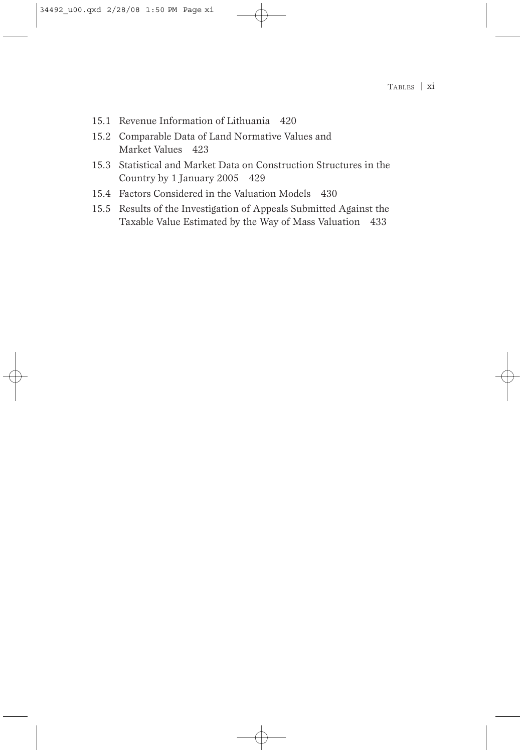- 15.1 Revenue Information of Lithuania 420
- 15.2 Comparable Data of Land Normative Values and Market Values 423
- 15.3 Statistical and Market Data on Construction Structures in the Country by 1 January 2005 429
- 15.4 Factors Considered in the Valuation Models 430
- 15.5 Results of the Investigation of Appeals Submitted Against the Taxable Value Estimated by the Way of Mass Valuation 433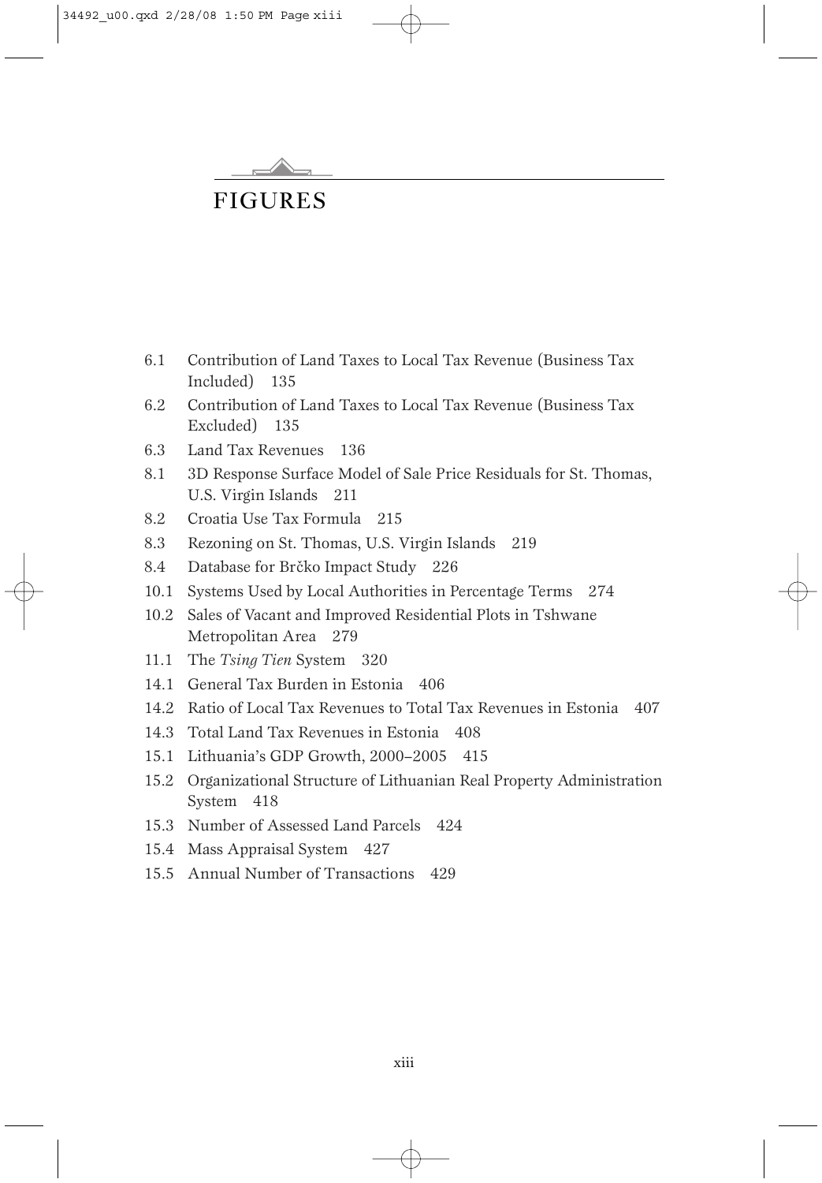# FIGURES

- 6.1 Contribution of Land Taxes to Local Tax Revenue (Business Tax Included) 135
- 6.2 Contribution of Land Taxes to Local Tax Revenue (Business Tax Excluded) 135
- 6.3 Land Tax Revenues 136
- 8.1 3D Response Surface Model of Sale Price Residuals for St. Thomas, U.S. Virgin Islands 211
- 8.2 Croatia Use Tax Formula 215
- 8.3 Rezoning on St. Thomas, U.S. Virgin Islands 219
- 8.4 Database for Brčko Impact Study 226
- 10.1 Systems Used by Local Authorities in Percentage Terms 274
- 10.2 Sales of Vacant and Improved Residential Plots in Tshwane Metropolitan Area 279
- 11.1 The *Tsing Tien* System 320
- 14.1 General Tax Burden in Estonia 406
- 14.2 Ratio of Local Tax Revenues to Total Tax Revenues in Estonia 407
- 14.3 Total Land Tax Revenues in Estonia 408
- 15.1 Lithuania's GDP Growth, 2000–2005 415
- 15.2 Organizational Structure of Lithuanian Real Property Administration System 418
- 15.3 Number of Assessed Land Parcels 424
- 15.4 Mass Appraisal System 427
- 15.5 Annual Number of Transactions 429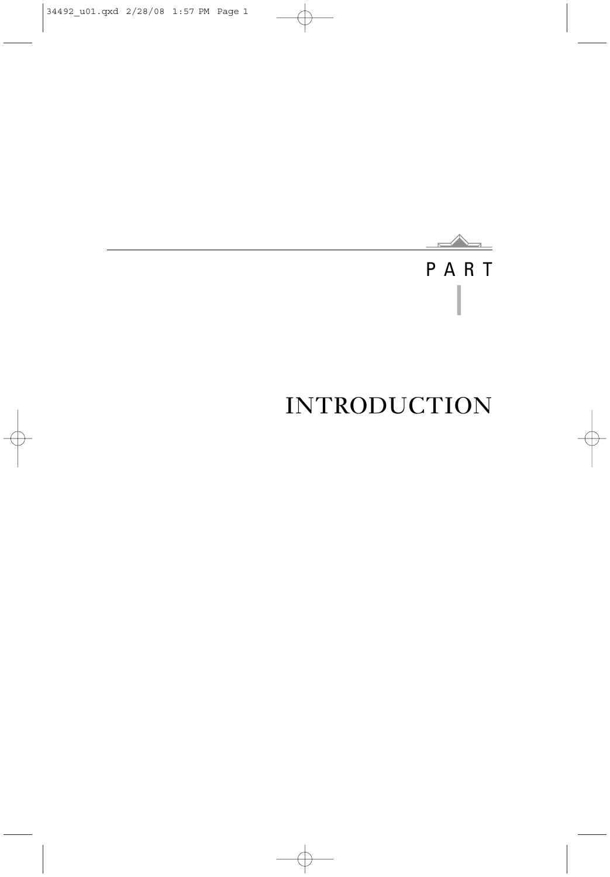# PART I

# INTRODUCTION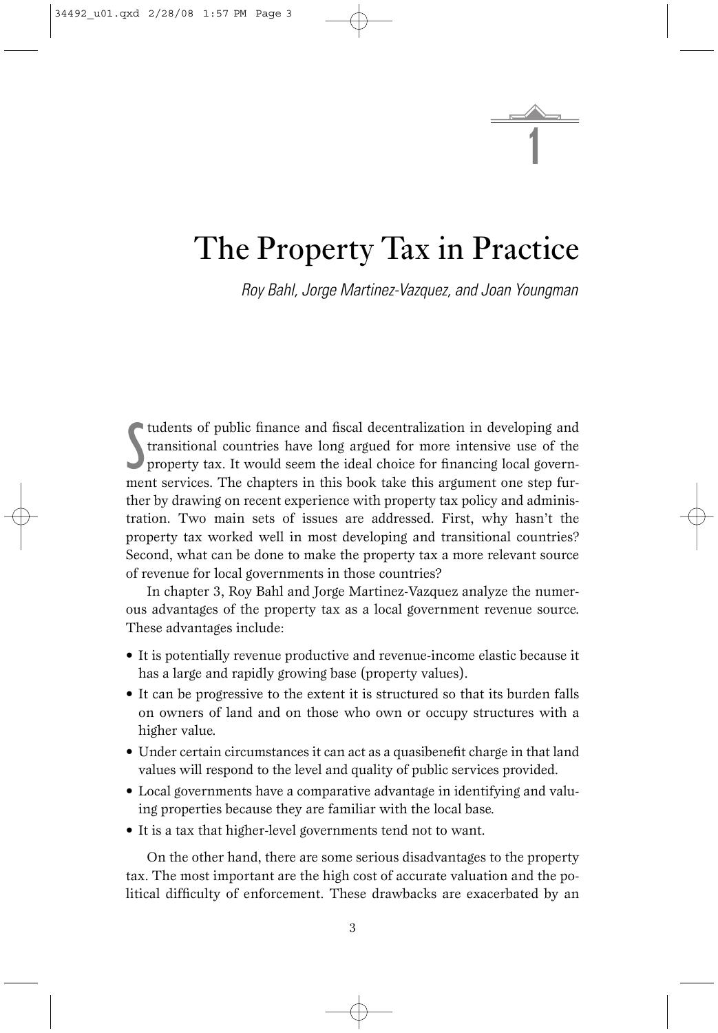# 1

# The Property Tax in Practice

*Roy Bahl, Jorge Martinez-Vazquez, and Joan Youngman*

Students of public finance and fiscal decentralization in developing and transitional countries have long argued for more intensive use of the property tax. It would seem the ideal choice for financing local government services. The chapters in this book take this argument one step further by drawing on recent experience with property tax policy and administration. Two main sets of issues are addressed. First, why hasn't the property tax worked well in most developing and transitional countries? Second, what can be done to make the property tax a more relevant source of revenue for local governments in those countries?

In chapter 3, Roy Bahl and Jorge Martinez-Vazquez analyze the numerous advantages of the property tax as a local government revenue source. These advantages include:

- It is potentially revenue productive and revenue-income elastic because it has a large and rapidly growing base (property values).
- It can be progressive to the extent it is structured so that its burden falls on owners of land and on those who own or occupy structures with a higher value.
- Under certain circumstances it can act as a quasibenefit charge in that land values will respond to the level and quality of public services provided.
- Local governments have a comparative advantage in identifying and valuing properties because they are familiar with the local base.
- It is a tax that higher-level governments tend not to want.

On the other hand, there are some serious disadvantages to the property tax. The most important are the high cost of accurate valuation and the political difficulty of enforcement. These drawbacks are exacerbated by an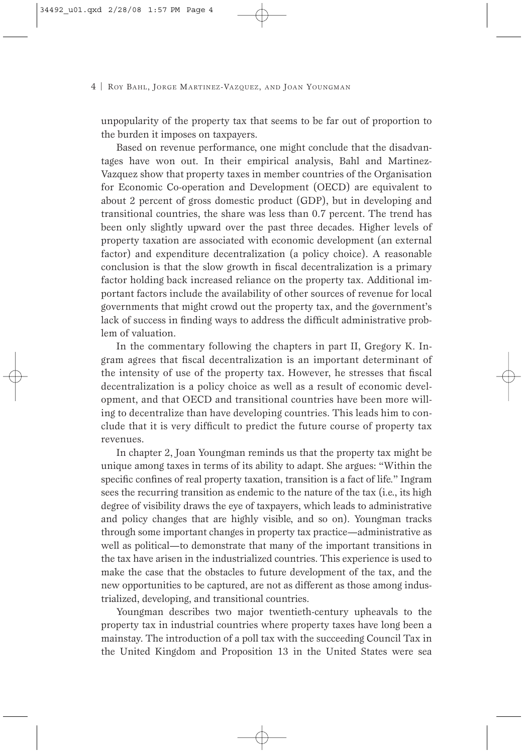unpopularity of the property tax that seems to be far out of proportion to the burden it imposes on taxpayers.

Based on revenue performance, one might conclude that the disadvantages have won out. In their empirical analysis, Bahl and Martinez-Vazquez show that property taxes in member countries of the Organisation for Economic Co-operation and Development (OECD) are equivalent to about 2 percent of gross domestic product (GDP), but in developing and transitional countries, the share was less than 0.7 percent. The trend has been only slightly upward over the past three decades. Higher levels of property taxation are associated with economic development (an external factor) and expenditure decentralization (a policy choice). A reasonable conclusion is that the slow growth in fiscal decentralization is a primary factor holding back increased reliance on the property tax. Additional important factors include the availability of other sources of revenue for local governments that might crowd out the property tax, and the government's lack of success in finding ways to address the difficult administrative problem of valuation.

In the commentary following the chapters in part II, Gregory K. Ingram agrees that fiscal decentralization is an important determinant of the intensity of use of the property tax. However, he stresses that fiscal decentralization is a policy choice as well as a result of economic development, and that OECD and transitional countries have been more willing to decentralize than have developing countries. This leads him to conclude that it is very difficult to predict the future course of property tax revenues.

In chapter 2, Joan Youngman reminds us that the property tax might be unique among taxes in terms of its ability to adapt. She argues: "Within the specific confines of real property taxation, transition is a fact of life." Ingram sees the recurring transition as endemic to the nature of the tax (i.e., its high degree of visibility draws the eye of taxpayers, which leads to administrative and policy changes that are highly visible, and so on). Youngman tracks through some important changes in property tax practice—administrative as well as political—to demonstrate that many of the important transitions in the tax have arisen in the industrialized countries. This experience is used to make the case that the obstacles to future development of the tax, and the new opportunities to be captured, are not as different as those among industrialized, developing, and transitional countries.

Youngman describes two major twentieth-century upheavals to the property tax in industrial countries where property taxes have long been a mainstay. The introduction of a poll tax with the succeeding Council Tax in the United Kingdom and Proposition 13 in the United States were sea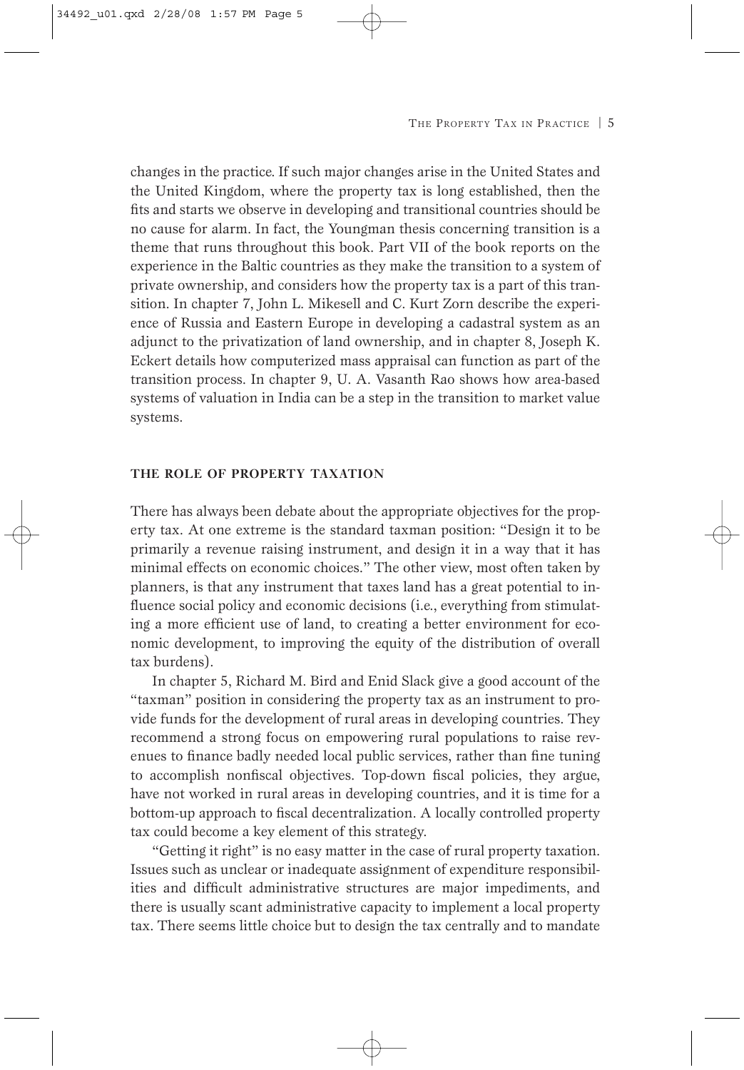changes in the practice. If such major changes arise in the United States and the United Kingdom, where the property tax is long established, then the fits and starts we observe in developing and transitional countries should be no cause for alarm. In fact, the Youngman thesis concerning transition is a theme that runs throughout this book. Part VII of the book reports on the experience in the Baltic countries as they make the transition to a system of private ownership, and considers how the property tax is a part of this transition. In chapter 7, John L. Mikesell and C. Kurt Zorn describe the experience of Russia and Eastern Europe in developing a cadastral system as an adjunct to the privatization of land ownership, and in chapter 8, Joseph K. Eckert details how computerized mass appraisal can function as part of the transition process. In chapter 9, U. A. Vasanth Rao shows how area-based systems of valuation in India can be a step in the transition to market value systems.

## THE ROLE OF PROPERTY TAXATION

There has always been debate about the appropriate objectives for the property tax. At one extreme is the standard taxman position: "Design it to be primarily a revenue raising instrument, and design it in a way that it has minimal effects on economic choices." The other view, most often taken by planners, is that any instrument that taxes land has a great potential to influence social policy and economic decisions (i.e., everything from stimulating a more efficient use of land, to creating a better environment for economic development, to improving the equity of the distribution of overall tax burdens).

In chapter 5, Richard M. Bird and Enid Slack give a good account of the "taxman" position in considering the property tax as an instrument to provide funds for the development of rural areas in developing countries. They recommend a strong focus on empowering rural populations to raise revenues to finance badly needed local public services, rather than fine tuning to accomplish nonfiscal objectives. Top-down fiscal policies, they argue, have not worked in rural areas in developing countries, and it is time for a bottom-up approach to fiscal decentralization. A locally controlled property tax could become a key element of this strategy.

"Getting it right" is no easy matter in the case of rural property taxation. Issues such as unclear or inadequate assignment of expenditure responsibilities and difficult administrative structures are major impediments, and there is usually scant administrative capacity to implement a local property tax. There seems little choice but to design the tax centrally and to mandate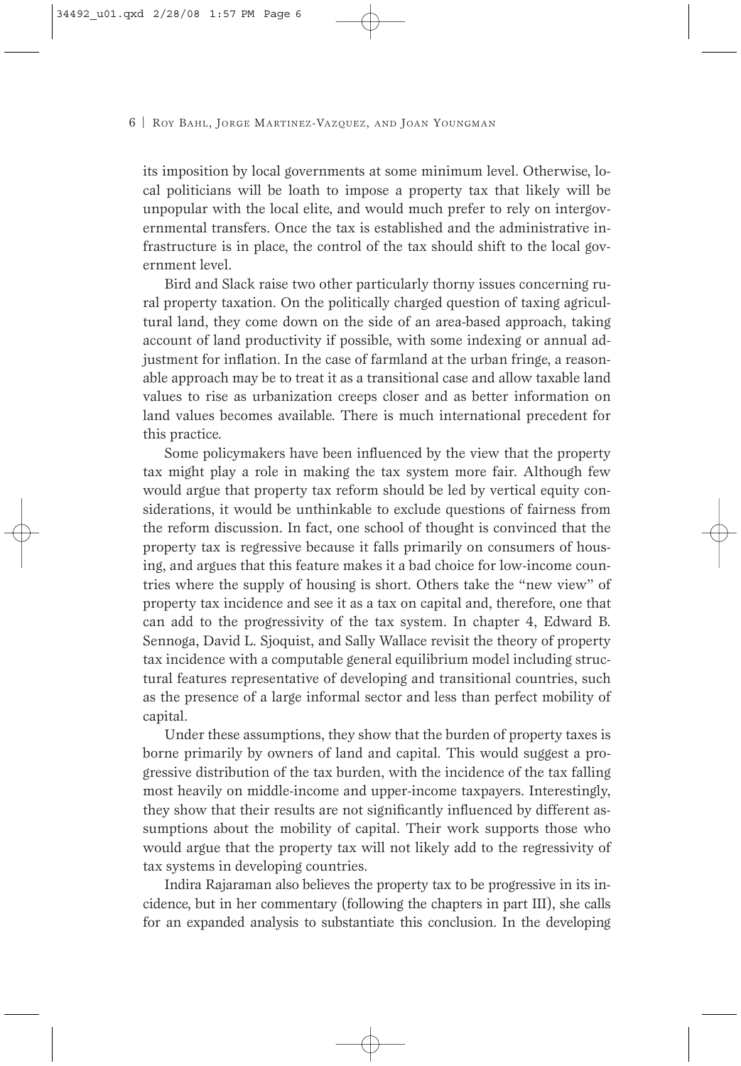its imposition by local governments at some minimum level. Otherwise, local politicians will be loath to impose a property tax that likely will be unpopular with the local elite, and would much prefer to rely on intergovernmental transfers. Once the tax is established and the administrative infrastructure is in place, the control of the tax should shift to the local government level.

Bird and Slack raise two other particularly thorny issues concerning rural property taxation. On the politically charged question of taxing agricultural land, they come down on the side of an area-based approach, taking account of land productivity if possible, with some indexing or annual adjustment for inflation. In the case of farmland at the urban fringe, a reasonable approach may be to treat it as a transitional case and allow taxable land values to rise as urbanization creeps closer and as better information on land values becomes available. There is much international precedent for this practice.

Some policymakers have been influenced by the view that the property tax might play a role in making the tax system more fair. Although few would argue that property tax reform should be led by vertical equity considerations, it would be unthinkable to exclude questions of fairness from the reform discussion. In fact, one school of thought is convinced that the property tax is regressive because it falls primarily on consumers of housing, and argues that this feature makes it a bad choice for low-income countries where the supply of housing is short. Others take the "new view" of property tax incidence and see it as a tax on capital and, therefore, one that can add to the progressivity of the tax system. In chapter 4, Edward B. Sennoga, David L. Sjoquist, and Sally Wallace revisit the theory of property tax incidence with a computable general equilibrium model including structural features representative of developing and transitional countries, such as the presence of a large informal sector and less than perfect mobility of capital.

Under these assumptions, they show that the burden of property taxes is borne primarily by owners of land and capital. This would suggest a progressive distribution of the tax burden, with the incidence of the tax falling most heavily on middle-income and upper-income taxpayers. Interestingly, they show that their results are not significantly influenced by different assumptions about the mobility of capital. Their work supports those who would argue that the property tax will not likely add to the regressivity of tax systems in developing countries.

Indira Rajaraman also believes the property tax to be progressive in its incidence, but in her commentary (following the chapters in part III), she calls for an expanded analysis to substantiate this conclusion. In the developing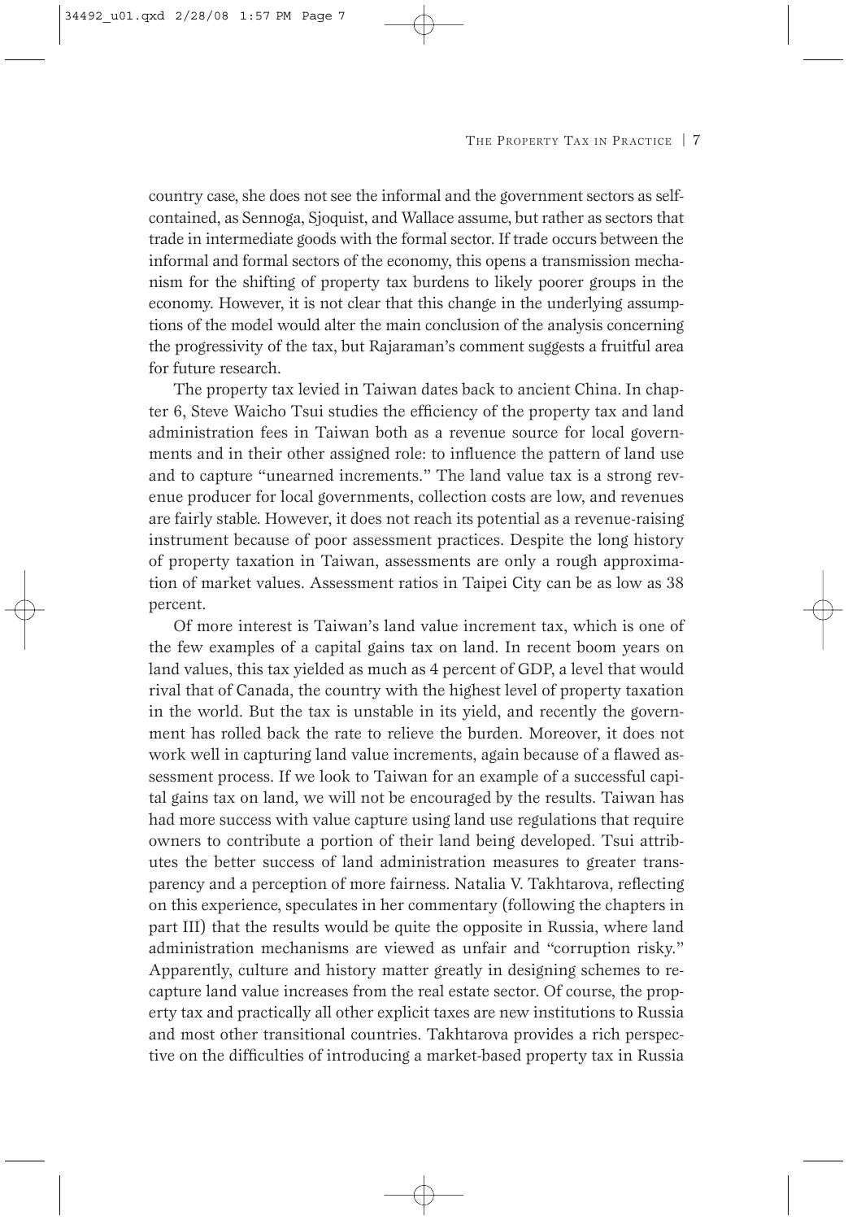country case, she does not see the informal and the government sectors as self-contained, as Sennoga, Sjoquist, and Wallace assume, but rather as sectors that trade in intermediate goods with the formal sector. If trade occurs between the informal and formal sectors of the economy, this opens a transmission mechanism for the shifting of property tax burdens to likely poorer groups in the economy. However, it is not clear that this change in the underlying assumptions of the model would alter the main conclusion of the analysis concerning the progressivity of the tax, but Rajaraman's comment suggests a fruitful area for future research.

The property tax levied in Taiwan dates back to ancient China. In chapter 6, Steve Waicho Tsui studies the efficiency of the property tax and land administration fees in Taiwan both as a revenue source for local governments and in their other assigned role: to influence the pattern of land use and to capture "unearned increments." The land value tax is a strong revenue producer for local governments, collection costs are low, and revenues are fairly stable. However, it does not reach its potential as a revenue-raising instrument because of poor assessment practices. Despite the long history of property taxation in Taiwan, assessments are only a rough approximation of market values. Assessment ratios in Taipei City can be as low as 38 percent.

Of more interest is Taiwan's land value increment tax, which is one of the few examples of a capital gains tax on land. In recent boom years on land values, this tax yielded as much as 4 percent of GDP, a level that would rival that of Canada, the country with the highest level of property taxation in the world. But the tax is unstable in its yield, and recently the government has rolled back the rate to relieve the burden. Moreover, it does not work well in capturing land value increments, again because of a flawed assessment process. If we look to Taiwan for an example of a successful capital gains tax on land, we will not be encouraged by the results. Taiwan has had more success with value capture using land use regulations that require owners to contribute a portion of their land being developed. Tsui attributes the better success of land administration measures to greater transparency and a perception of more fairness. Natalia V. Takhtarova, reflecting on this experience, speculates in her commentary (following the chapters in part III) that the results would be quite the opposite in Russia, where land administration mechanisms are viewed as unfair and "corruption risky." Apparently, culture and history matter greatly in designing schemes to recapture land value increases from the real estate sector. Of course, the property tax and practically all other explicit taxes are new institutions to Russia and most other transitional countries. Takhtarova provides a rich perspective on the difficulties of introducing a market-based property tax in Russia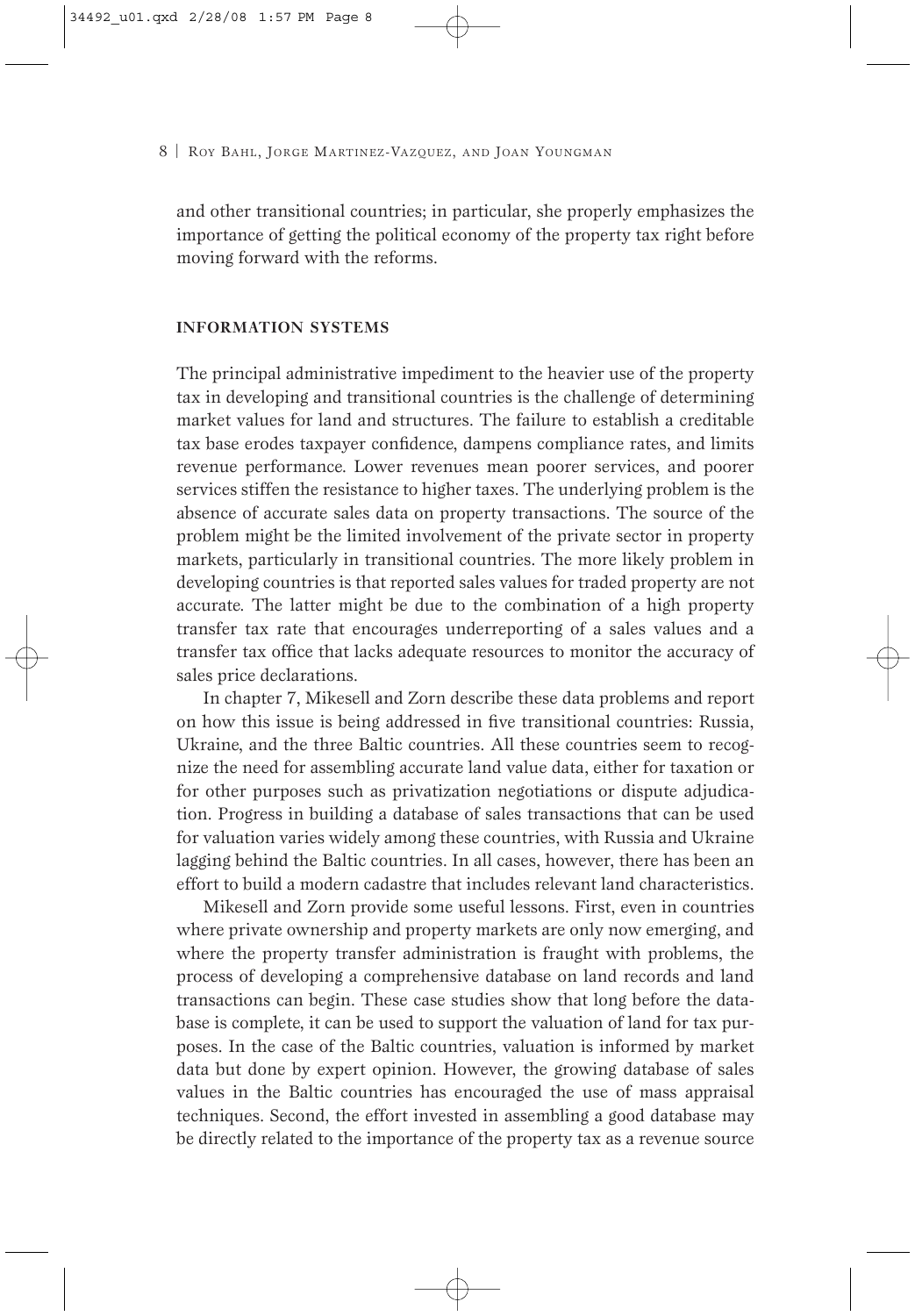and other transitional countries; in particular, she properly emphasizes the importance of getting the political economy of the property tax right before moving forward with the reforms.

## INFORMATION SYSTEMS

The principal administrative impediment to the heavier use of the property tax in developing and transitional countries is the challenge of determining market values for land and structures. The failure to establish a creditable tax base erodes taxpayer confidence, dampens compliance rates, and limits revenue performance. Lower revenues mean poorer services, and poorer services stiffen the resistance to higher taxes. The underlying problem is the absence of accurate sales data on property transactions. The source of the problem might be the limited involvement of the private sector in property markets, particularly in transitional countries. The more likely problem in developing countries is that reported sales values for traded property are not accurate. The latter might be due to the combination of a high property transfer tax rate that encourages underreporting of a sales values and a transfer tax office that lacks adequate resources to monitor the accuracy of sales price declarations.

In chapter 7, Mikesell and Zorn describe these data problems and report on how this issue is being addressed in five transitional countries: Russia, Ukraine, and the three Baltic countries. All these countries seem to recognize the need for assembling accurate land value data, either for taxation or for other purposes such as privatization negotiations or dispute adjudication. Progress in building a database of sales transactions that can be used for valuation varies widely among these countries, with Russia and Ukraine lagging behind the Baltic countries. In all cases, however, there has been an effort to build a modern cadastre that includes relevant land characteristics.

Mikesell and Zorn provide some useful lessons. First, even in countries where private ownership and property markets are only now emerging, and where the property transfer administration is fraught with problems, the process of developing a comprehensive database on land records and land transactions can begin. These case studies show that long before the database is complete, it can be used to support the valuation of land for tax purposes. In the case of the Baltic countries, valuation is informed by market data but done by expert opinion. However, the growing database of sales values in the Baltic countries has encouraged the use of mass appraisal techniques. Second, the effort invested in assembling a good database may be directly related to the importance of the property tax as a revenue source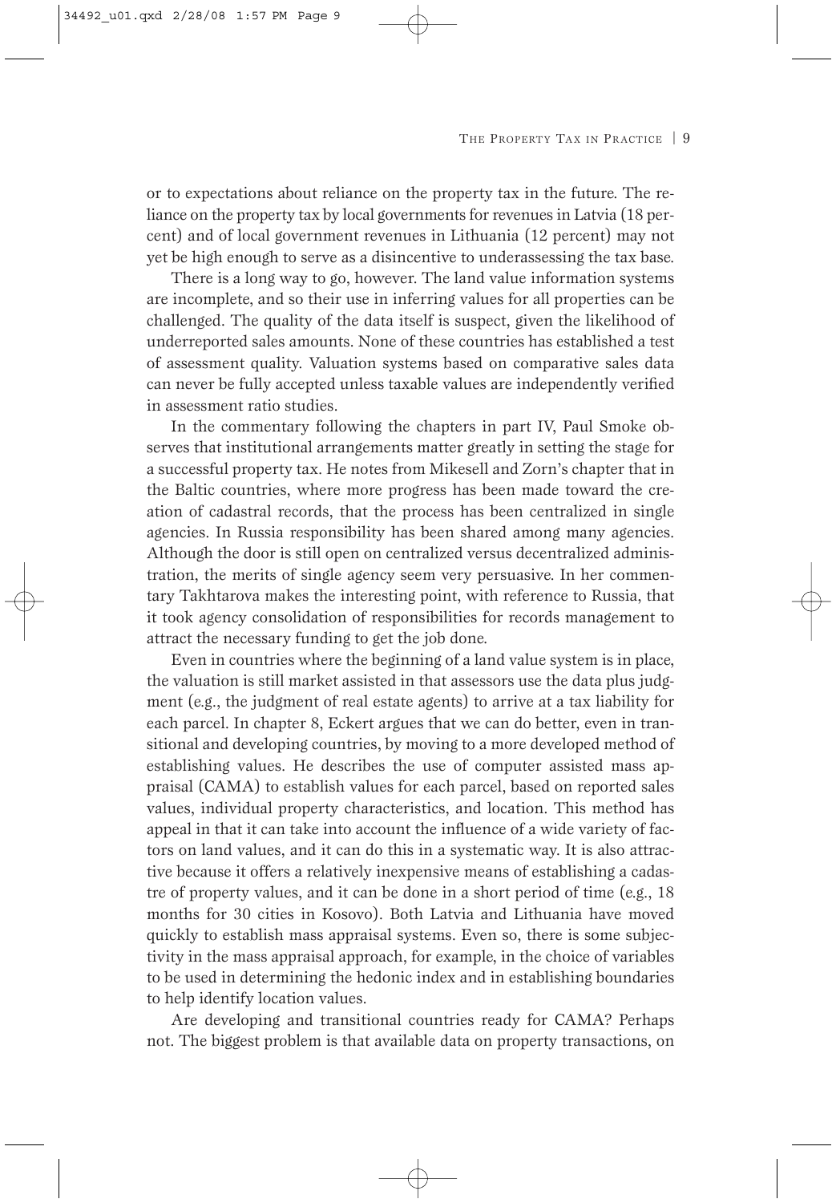or to expectations about reliance on the property tax in the future. The reliance on the property tax by local governments for revenues in Latvia (18 percent) and of local government revenues in Lithuania (12 percent) may not yet be high enough to serve as a disincentive to underassessing the tax base.

There is a long way to go, however. The land value information systems are incomplete, and so their use in inferring values for all properties can be challenged. The quality of the data itself is suspect, given the likelihood of underreported sales amounts. None of these countries has established a test of assessment quality. Valuation systems based on comparative sales data can never be fully accepted unless taxable values are independently verified in assessment ratio studies.

In the commentary following the chapters in part IV, Paul Smoke observes that institutional arrangements matter greatly in setting the stage for a successful property tax. He notes from Mikesell and Zorn's chapter that in the Baltic countries, where more progress has been made toward the creation of cadastral records, that the process has been centralized in single agencies. In Russia responsibility has been shared among many agencies. Although the door is still open on centralized versus decentralized administration, the merits of single agency seem very persuasive. In her commentary Takhtarova makes the interesting point, with reference to Russia, that it took agency consolidation of responsibilities for records management to attract the necessary funding to get the job done.

Even in countries where the beginning of a land value system is in place, the valuation is still market assisted in that assessors use the data plus judgment (e.g., the judgment of real estate agents) to arrive at a tax liability for each parcel. In chapter 8, Eckert argues that we can do better, even in transitional and developing countries, by moving to a more developed method of establishing values. He describes the use of computer assisted mass appraisal (CAMA) to establish values for each parcel, based on reported sales values, individual property characteristics, and location. This method has appeal in that it can take into account the influence of a wide variety of factors on land values, and it can do this in a systematic way. It is also attractive because it offers a relatively inexpensive means of establishing a cadastre of property values, and it can be done in a short period of time (e.g., 18 months for 30 cities in Kosovo). Both Latvia and Lithuania have moved quickly to establish mass appraisal systems. Even so, there is some subjectivity in the mass appraisal approach, for example, in the choice of variables to be used in determining the hedonic index and in establishing boundaries to help identify location values.

Are developing and transitional countries ready for CAMA? Perhaps not. The biggest problem is that available data on property transactions, on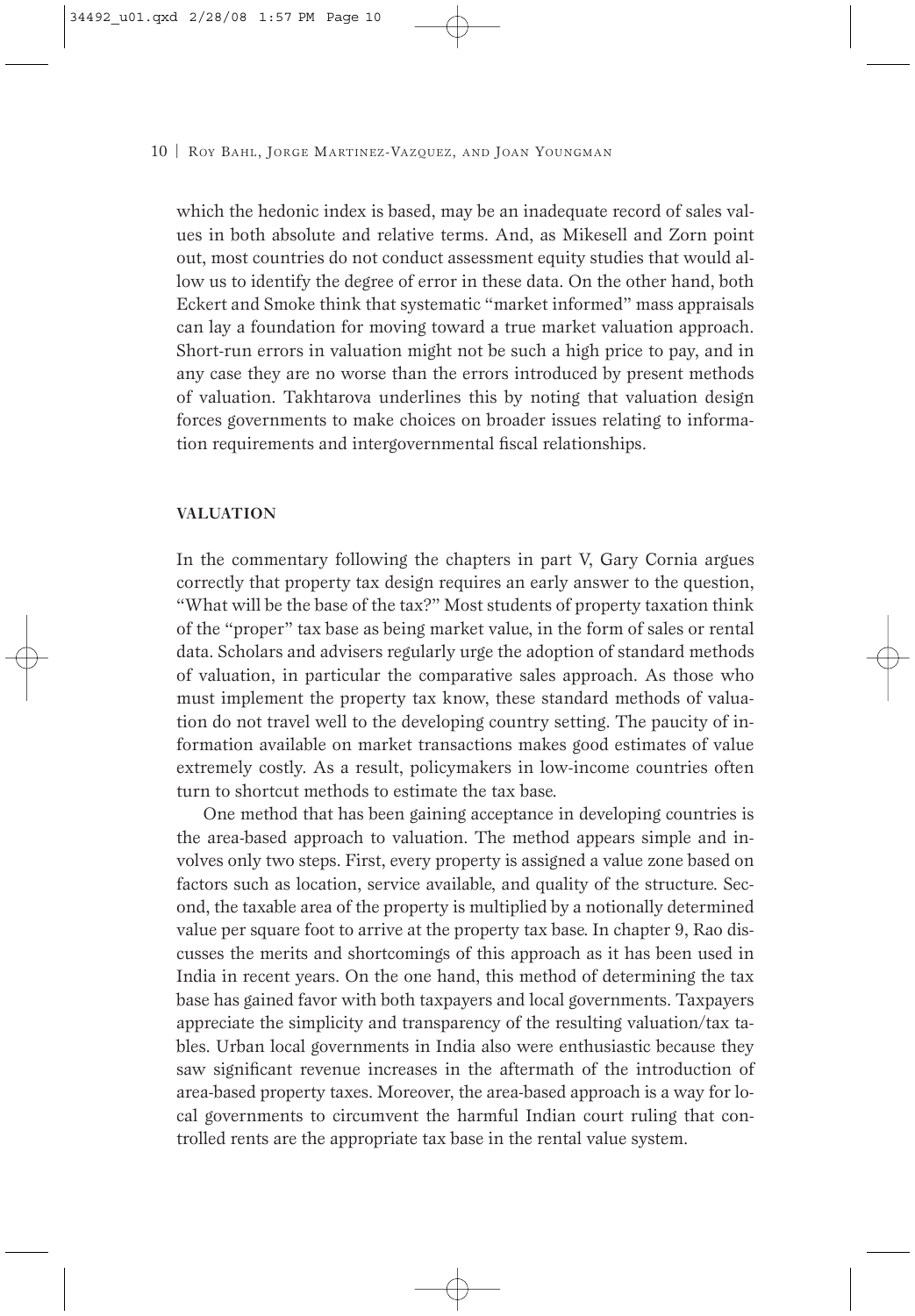which the hedonic index is based, may be an inadequate record of sales values in both absolute and relative terms. And, as Mikesell and Zorn point out, most countries do not conduct assessment equity studies that would allow us to identify the degree of error in these data. On the other hand, both Eckert and Smoke think that systematic "market informed" mass appraisals can lay a foundation for moving toward a true market valuation approach. Short-run errors in valuation might not be such a high price to pay, and in any case they are no worse than the errors introduced by present methods of valuation. Takhtarova underlines this by noting that valuation design forces governments to make choices on broader issues relating to information requirements and intergovernmental fiscal relationships.

## VALUATION

In the commentary following the chapters in part V, Gary Cornia argues correctly that property tax design requires an early answer to the question, "What will be the base of the tax?" Most students of property taxation think of the "proper" tax base as being market value, in the form of sales or rental data. Scholars and advisers regularly urge the adoption of standard methods of valuation, in particular the comparative sales approach. As those who must implement the property tax know, these standard methods of valuation do not travel well to the developing country setting. The paucity of information available on market transactions makes good estimates of value extremely costly. As a result, policymakers in low-income countries often turn to shortcut methods to estimate the tax base.

One method that has been gaining acceptance in developing countries is the area-based approach to valuation. The method appears simple and involves only two steps. First, every property is assigned a value zone based on factors such as location, service available, and quality of the structure. Second, the taxable area of the property is multiplied by a notionally determined value per square foot to arrive at the property tax base. In chapter 9, Rao discusses the merits and shortcomings of this approach as it has been used in India in recent years. On the one hand, this method of determining the tax base has gained favor with both taxpayers and local governments. Taxpayers appreciate the simplicity and transparency of the resulting valuation/tax tables. Urban local governments in India also were enthusiastic because they saw significant revenue increases in the aftermath of the introduction of area-based property taxes. Moreover, the area-based approach is a way for local governments to circumvent the harmful Indian court ruling that controlled rents are the appropriate tax base in the rental value system.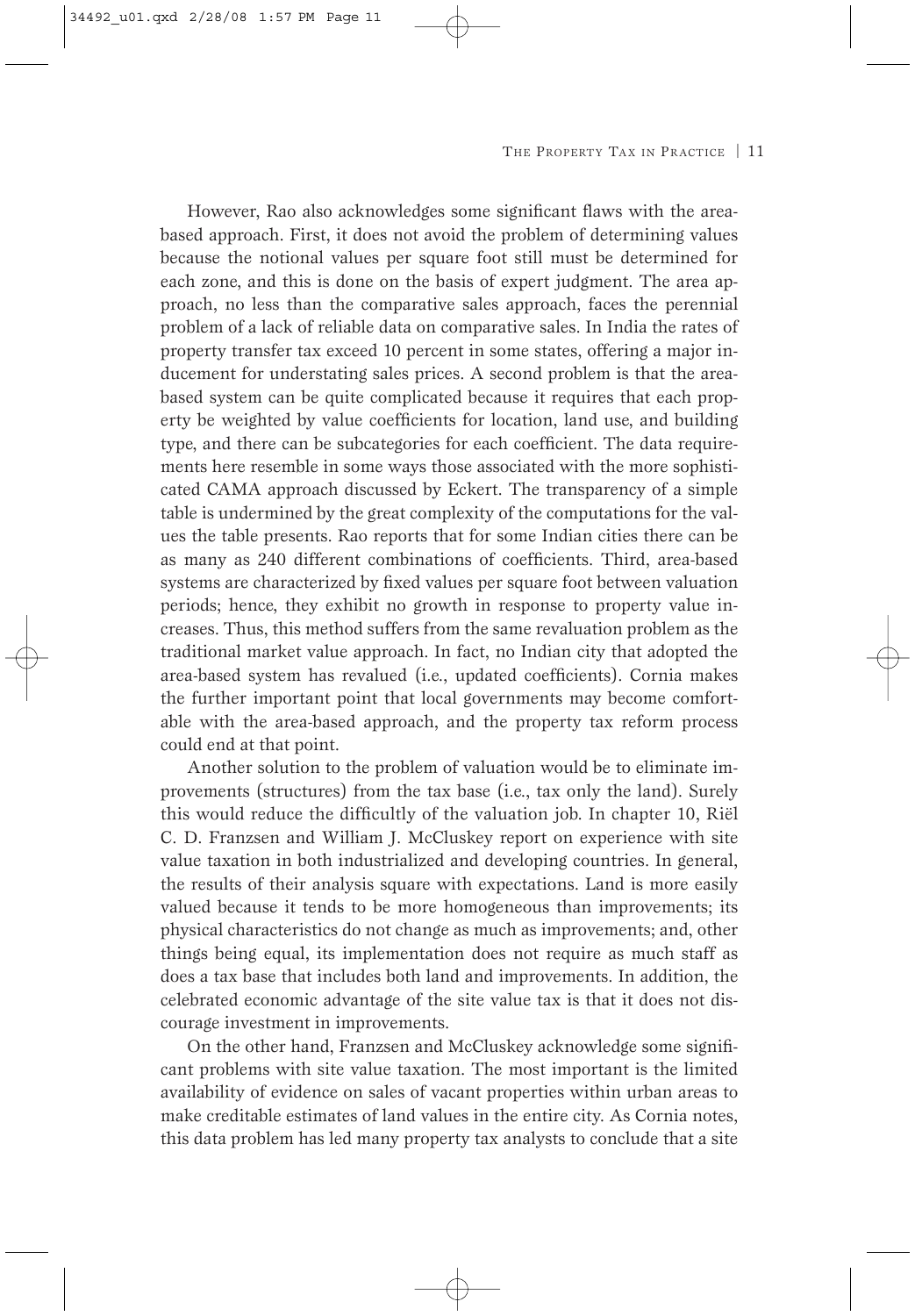However, Rao also acknowledges some significant flaws with the area-based approach. First, it does not avoid the problem of determining values because the notional values per square foot still must be determined for each zone, and this is done on the basis of expert judgment. The area approach, no less than the comparative sales approach, faces the perennial problem of a lack of reliable data on comparative sales. In India the rates of property transfer tax exceed 10 percent in some states, offering a major inducement for understating sales prices. A second problem is that the area-based system can be quite complicated because it requires that each property be weighted by value coefficients for location, land use, and building type, and there can be subcategories for each coefficient. The data requirements here resemble in some ways those associated with the more sophisticated CAMA approach discussed by Eckert. The transparency of a simple table is undermined by the great complexity of the computations for the values the table presents. Rao reports that for some Indian cities there can be as many as 240 different combinations of coefficients. Third, area-based systems are characterized by fixed values per square foot between valuation periods; hence, they exhibit no growth in response to property value increases. Thus, this method suffers from the same revaluation problem as the traditional market value approach. In fact, no Indian city that adopted the area-based system has revalued (i.e., updated coefficients). Cornia makes the further important point that local governments may become comfortable with the area-based approach, and the property tax reform process could end at that point.

Another solution to the problem of valuation would be to eliminate improvements (structures) from the tax base (i.e., tax only the land). Surely this would reduce the difficultly of the valuation job. In chapter 10, Riël C. D. Franzsen and William J. McCluskey report on experience with site value taxation in both industrialized and developing countries. In general, the results of their analysis square with expectations. Land is more easily valued because it tends to be more homogeneous than improvements; its physical characteristics do not change as much as improvements; and, other things being equal, its implementation does not require as much staff as does a tax base that includes both land and improvements. In addition, the celebrated economic advantage of the site value tax is that it does not discourage investment in improvements.

On the other hand, Franzsen and McCluskey acknowledge some significant problems with site value taxation. The most important is the limited availability of evidence on sales of vacant properties within urban areas to make creditable estimates of land values in the entire city. As Cornia notes, this data problem has led many property tax analysts to conclude that a site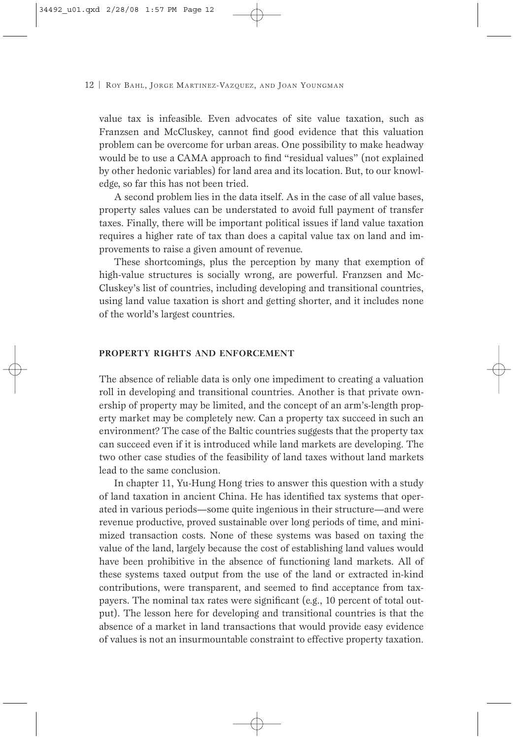value tax is infeasible. Even advocates of site value taxation, such as Franzsen and McCluskey, cannot find good evidence that this valuation problem can be overcome for urban areas. One possibility to make headway would be to use a CAMA approach to find "residual values" (not explained by other hedonic variables) for land area and its location. But, to our knowledge, so far this has not been tried.

A second problem lies in the data itself. As in the case of all value bases, property sales values can be understated to avoid full payment of transfer taxes. Finally, there will be important political issues if land value taxation requires a higher rate of tax than does a capital value tax on land and improvements to raise a given amount of revenue.

These shortcomings, plus the perception by many that exemption of high-value structures is socially wrong, are powerful. Franzsen and McCluskey's list of countries, including developing and transitional countries, using land value taxation is short and getting shorter, and it includes none of the world's largest countries.

## PROPERTY RIGHTS AND ENFORCEMENT

The absence of reliable data is only one impediment to creating a valuation roll in developing and transitional countries. Another is that private ownership of property may be limited, and the concept of an arm's-length property market may be completely new. Can a property tax succeed in such an environment? The case of the Baltic countries suggests that the property tax can succeed even if it is introduced while land markets are developing. The two other case studies of the feasibility of land taxes without land markets lead to the same conclusion.

In chapter 11, Yu-Hung Hong tries to answer this question with a study of land taxation in ancient China. He has identified tax systems that operated in various periods—some quite ingenious in their structure—and were revenue productive, proved sustainable over long periods of time, and minimized transaction costs. None of these systems was based on taxing the value of the land, largely because the cost of establishing land values would have been prohibitive in the absence of functioning land markets. All of these systems taxed output from the use of the land or extracted in-kind contributions, were transparent, and seemed to find acceptance from taxpayers. The nominal tax rates were significant (e.g., 10 percent of total output). The lesson here for developing and transitional countries is that the absence of a market in land transactions that would provide easy evidence of values is not an insurmountable constraint to effective property taxation.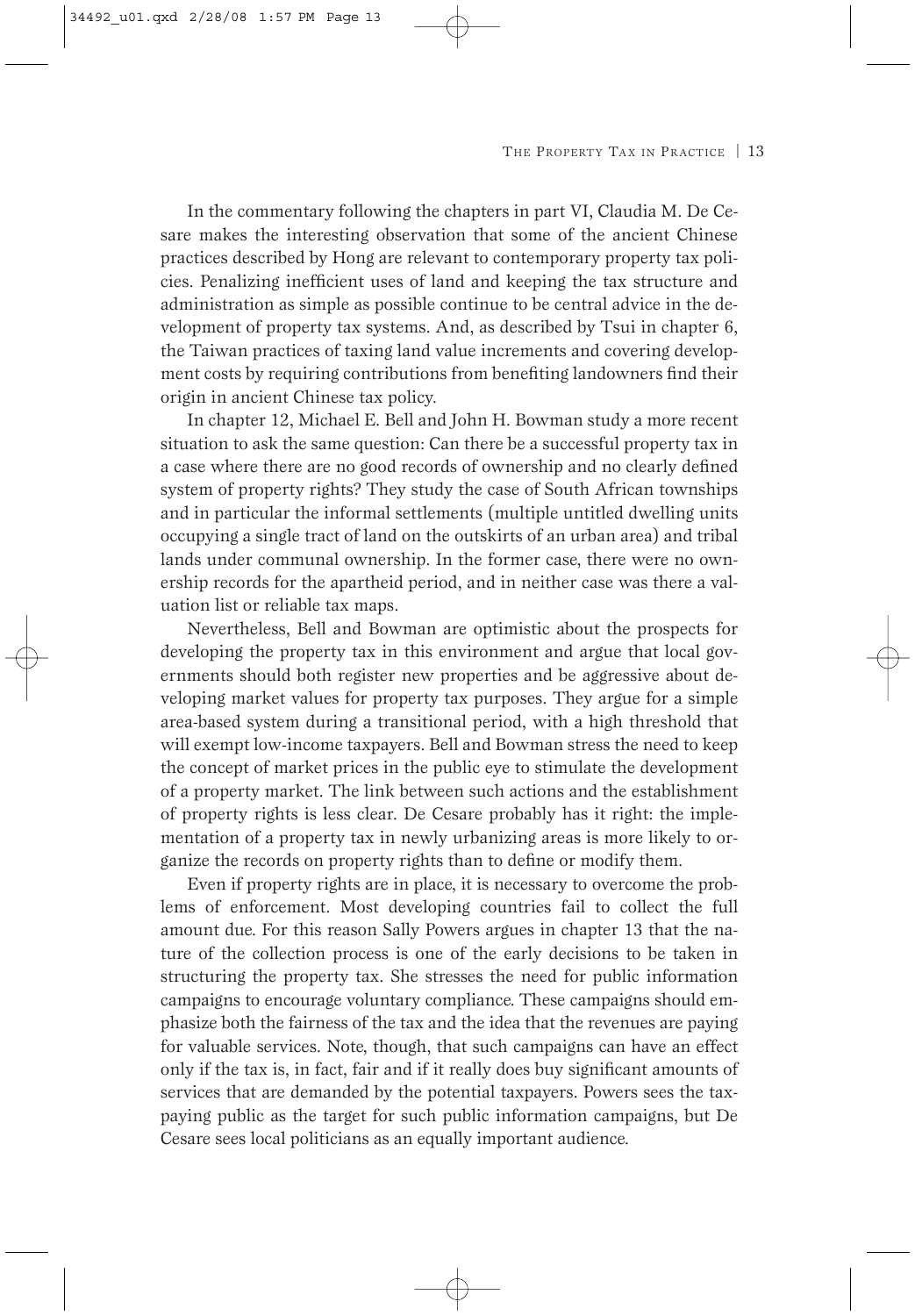In the commentary following the chapters in part VI, Claudia M. De Cesare makes the interesting observation that some of the ancient Chinese practices described by Hong are relevant to contemporary property tax policies. Penalizing inefficient uses of land and keeping the tax structure and administration as simple as possible continue to be central advice in the development of property tax systems. And, as described by Tsui in chapter 6, the Taiwan practices of taxing land value increments and covering development costs by requiring contributions from benefiting landowners find their origin in ancient Chinese tax policy.

In chapter 12, Michael E. Bell and John H. Bowman study a more recent situation to ask the same question: Can there be a successful property tax in a case where there are no good records of ownership and no clearly defined system of property rights? They study the case of South African townships and in particular the informal settlements (multiple untitled dwelling units occupying a single tract of land on the outskirts of an urban area) and tribal lands under communal ownership. In the former case, there were no ownership records for the apartheid period, and in neither case was there a valuation list or reliable tax maps.

Nevertheless, Bell and Bowman are optimistic about the prospects for developing the property tax in this environment and argue that local governments should both register new properties and be aggressive about developing market values for property tax purposes. They argue for a simple area-based system during a transitional period, with a high threshold that will exempt low-income taxpayers. Bell and Bowman stress the need to keep the concept of market prices in the public eye to stimulate the development of a property market. The link between such actions and the establishment of property rights is less clear. De Cesare probably has it right: the implementation of a property tax in newly urbanizing areas is more likely to organize the records on property rights than to define or modify them.

Even if property rights are in place, it is necessary to overcome the problems of enforcement. Most developing countries fail to collect the full amount due. For this reason Sally Powers argues in chapter 13 that the nature of the collection process is one of the early decisions to be taken in structuring the property tax. She stresses the need for public information campaigns to encourage voluntary compliance. These campaigns should emphasize both the fairness of the tax and the idea that the revenues are paying for valuable services. Note, though, that such campaigns can have an effect only if the tax is, in fact, fair and if it really does buy significant amounts of services that are demanded by the potential taxpayers. Powers sees the taxpaying public as the target for such public information campaigns, but De Cesare sees local politicians as an equally important audience.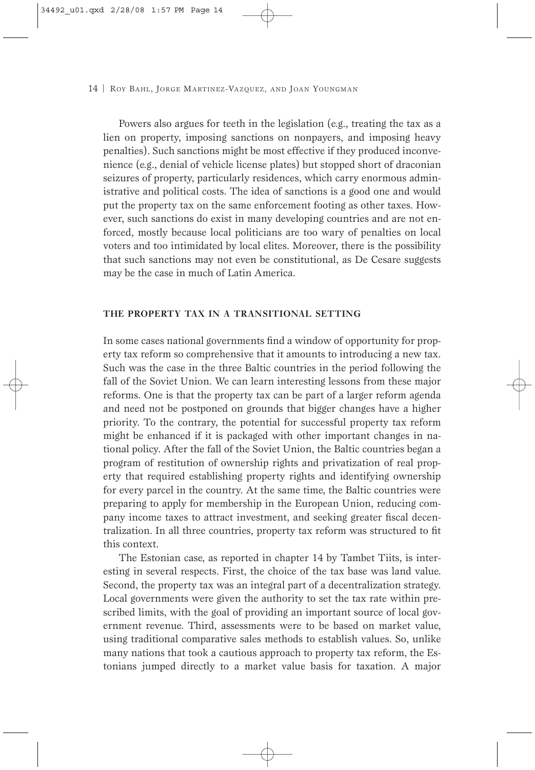Powers also argues for teeth in the legislation (e.g., treating the tax as a lien on property, imposing sanctions on nonpayers, and imposing heavy penalties). Such sanctions might be most effective if they produced inconvenience (e.g., denial of vehicle license plates) but stopped short of draconian seizures of property, particularly residences, which carry enormous administrative and political costs. The idea of sanctions is a good one and would put the property tax on the same enforcement footing as other taxes. However, such sanctions do exist in many developing countries and are not enforced, mostly because local politicians are too wary of penalties on local voters and too intimidated by local elites. Moreover, there is the possibility that such sanctions may not even be constitutional, as De Cesare suggests may be the case in much of Latin America.

## THE PROPERTY TAX IN A TRANSITIONAL SETTING

In some cases national governments find a window of opportunity for property tax reform so comprehensive that it amounts to introducing a new tax. Such was the case in the three Baltic countries in the period following the fall of the Soviet Union. We can learn interesting lessons from these major reforms. One is that the property tax can be part of a larger reform agenda and need not be postponed on grounds that bigger changes have a higher priority. To the contrary, the potential for successful property tax reform might be enhanced if it is packaged with other important changes in national policy. After the fall of the Soviet Union, the Baltic countries began a program of restitution of ownership rights and privatization of real property that required establishing property rights and identifying ownership for every parcel in the country. At the same time, the Baltic countries were preparing to apply for membership in the European Union, reducing company income taxes to attract investment, and seeking greater fiscal decentralization. In all three countries, property tax reform was structured to fit this context.

The Estonian case, as reported in chapter 14 by Tambet Tiits, is interesting in several respects. First, the choice of the tax base was land value. Second, the property tax was an integral part of a decentralization strategy. Local governments were given the authority to set the tax rate within prescribed limits, with the goal of providing an important source of local government revenue. Third, assessments were to be based on market value, using traditional comparative sales methods to establish values. So, unlike many nations that took a cautious approach to property tax reform, the Estonians jumped directly to a market value basis for taxation. A major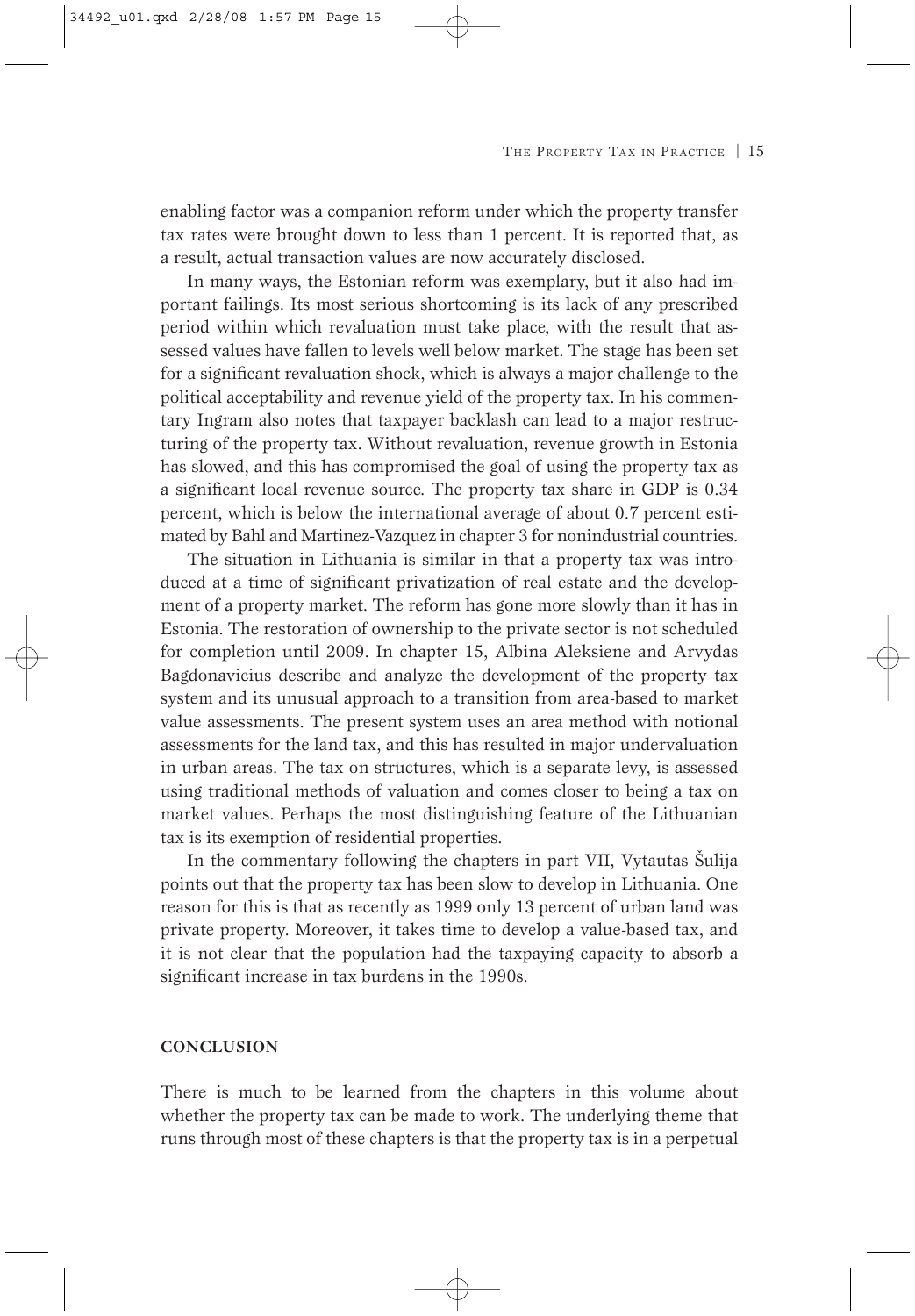enabling factor was a companion reform under which the property transfer tax rates were brought down to less than 1 percent. It is reported that, as a result, actual transaction values are now accurately disclosed.

In many ways, the Estonian reform was exemplary, but it also had important failings. Its most serious shortcoming is its lack of any prescribed period within which revaluation must take place, with the result that assessed values have fallen to levels well below market. The stage has been set for a significant revaluation shock, which is always a major challenge to the political acceptability and revenue yield of the property tax. In his commentary Ingram also notes that taxpayer backlash can lead to a major restructuring of the property tax. Without revaluation, revenue growth in Estonia has slowed, and this has compromised the goal of using the property tax as a significant local revenue source. The property tax share in GDP is 0.34 percent, which is below the international average of about 0.7 percent estimated by Bahl and Martinez-Vazquez in chapter 3 for nonindustrial countries.

The situation in Lithuania is similar in that a property tax was introduced at a time of significant privatization of real estate and the development of a property market. The reform has gone more slowly than it has in Estonia. The restoration of ownership to the private sector is not scheduled for completion until 2009. In chapter 15, Albina Aleksiene and Arvydas Bagdonavicius describe and analyze the development of the property tax system and its unusual approach to a transition from area-based to market value assessments. The present system uses an area method with notional assessments for the land tax, and this has resulted in major undervaluation in urban areas. The tax on structures, which is a separate levy, is assessed using traditional methods of valuation and comes closer to being a tax on market values. Perhaps the most distinguishing feature of the Lithuanian tax is its exemption of residential properties.

In the commentary following the chapters in part VII, Vytautas Šulija points out that the property tax has been slow to develop in Lithuania. One reason for this is that as recently as 1999 only 13 percent of urban land was private property. Moreover, it takes time to develop a value-based tax, and it is not clear that the population had the taxpaying capacity to absorb a significant increase in tax burdens in the 1990s.

## CONCLUSION

There is much to be learned from the chapters in this volume about whether the property tax can be made to work. The underlying theme that runs through most of these chapters is that the property tax is in a perpetual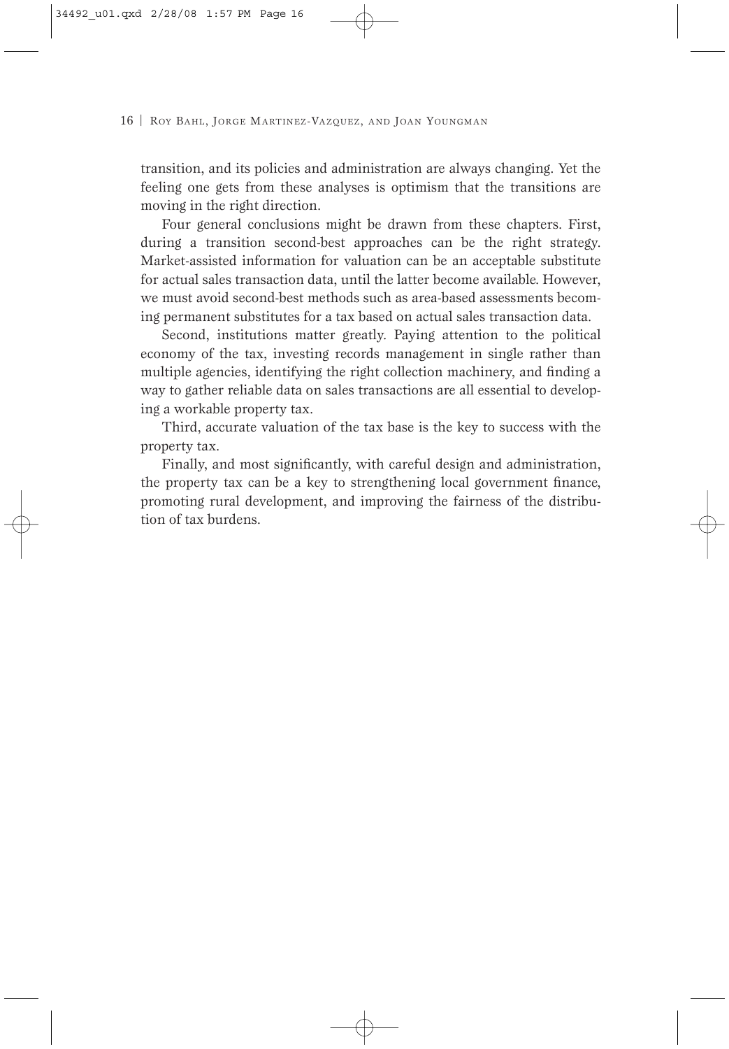transition, and its policies and administration are always changing. Yet the feeling one gets from these analyses is optimism that the transitions are moving in the right direction.

Four general conclusions might be drawn from these chapters. First, during a transition second-best approaches can be the right strategy. Market-assisted information for valuation can be an acceptable substitute for actual sales transaction data, until the latter become available. However, we must avoid second-best methods such as area-based assessments becoming permanent substitutes for a tax based on actual sales transaction data.

Second, institutions matter greatly. Paying attention to the political economy of the tax, investing records management in single rather than multiple agencies, identifying the right collection machinery, and finding a way to gather reliable data on sales transactions are all essential to developing a workable property tax.

Third, accurate valuation of the tax base is the key to success with the property tax.

Finally, and most significantly, with careful design and administration, the property tax can be a key to strengthening local government finance, promoting rural development, and improving the fairness of the distribution of tax burdens.